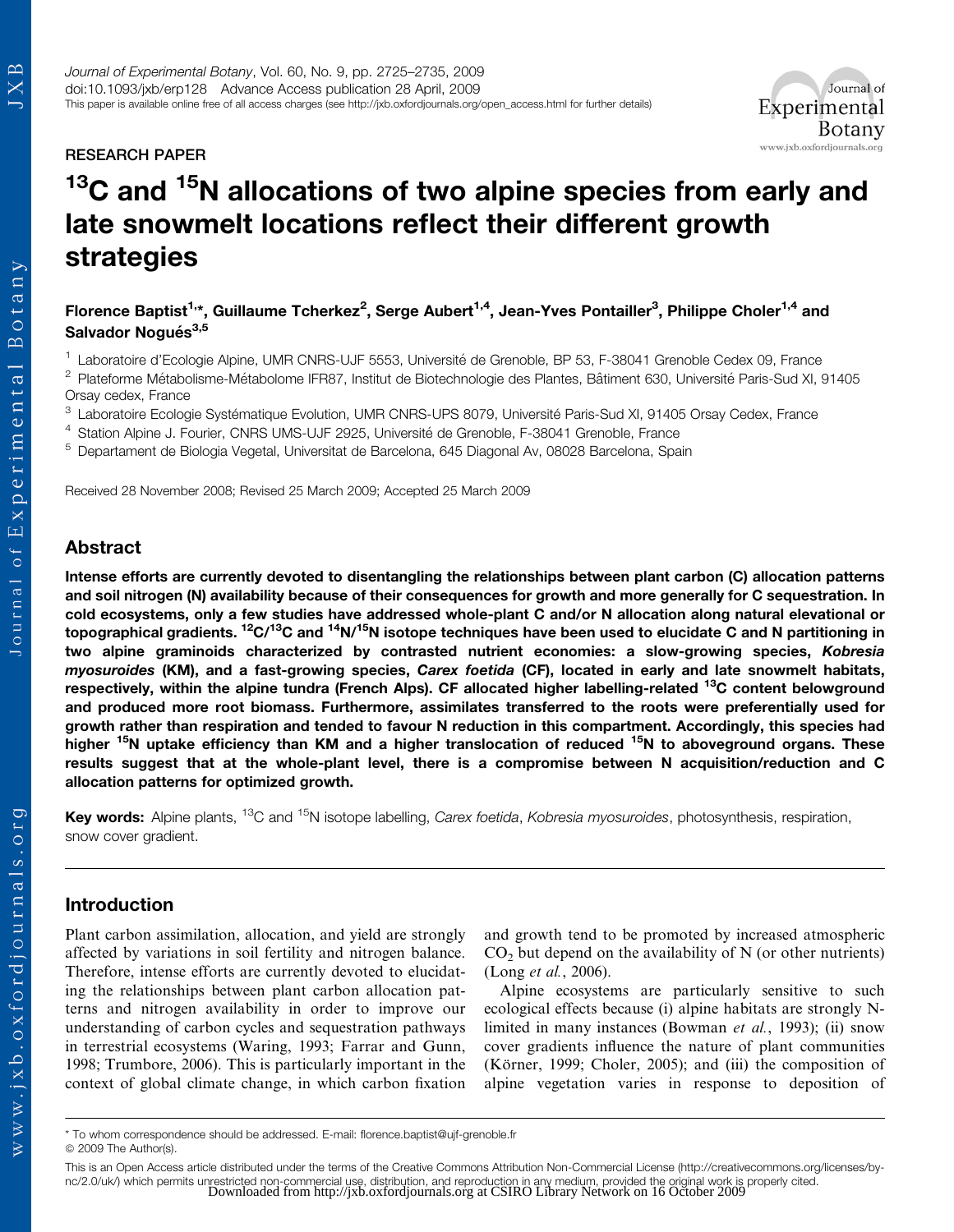RESEARCH PAPER

# $^{13}C$ and $^{15}N$ allocations of two alpine species from early and late snowmelt locations reflect their different growth strategies

**Florence Baptist[1,*], Guillaume Tcherkez[2], Serge Aubert[1,4], Jean-Yves Pontailler[3], Philippe Choler[1,4] and Salvador Nogués[3,5]**

[1] Laboratoire d'Ecologie Alpine, UMR CNRS-UJF 5553, Université de Grenoble, BP 53, F-38041 Grenoble Cedex 09, France

[2] Plateforme Métabolisme-Métabolome IFR87, Institut de Biotechnologie des Plantes, Bâtiment 630, Université Paris-Sud XI, 91405 Orsay cedex, France

[3] Laboratoire Ecologie Systématique Evolution, UMR CNRS-UPS 8079, Université Paris-Sud XI, 91405 Orsay Cedex, France

[4] Station Alpine J. Fourier, CNRS UMS-UJF 2925, Université de Grenoble, F-38041 Grenoble, France

[5] Departament de Biologia Vegetal, Universitat de Barcelona, 645 Diagonal Av, 08028 Barcelona, Spain

Received 28 November 2008; Revised 25 March 2009; Accepted 25 March 2009

## Abstract

**Intense efforts are currently devoted to disentangling the relationships between plant carbon (C) allocation patterns and soil nitrogen (N) availability because of their consequences for growth and more generally for C sequestration. In cold ecosystems, only a few studies have addressed whole-plant C and/or N allocation along natural elevational or topographical gradients. $^{12}C/^{13}C$ and $^{14}N/^{15}N$ isotope techniques have been used to elucidate C and N partitioning in two alpine graminoids characterized by contrasted nutrient economies: a slow-growing species, *Kobresia myosuroides* (KM), and a fast-growing species, *Carex foetida* (CF), located in early and late snowmelt habitats, respectively, within the alpine tundra (French Alps). CF allocated higher labelling-related $^{13}C$ content belowground and produced more root biomass. Furthermore, assimilates transferred to the roots were preferentially used for growth rather than respiration and tended to favour N reduction in this compartment. Accordingly, this species had higher $^{15}N$ uptake efficiency than KM and a higher translocation of reduced $^{15}N$ to aboveground organs. These results suggest that at the whole-plant level, there is a compromise between N acquisition/reduction and C allocation patterns for optimized growth.**

**Key words:** Alpine plants, $^{13}C$ and $^{15}N$ isotope labelling, *Carex foetida*, *Kobresia myosuroides*, photosynthesis, respiration, snow cover gradient.

## Introduction

Plant carbon assimilation, allocation, and yield are strongly affected by variations in soil fertility and nitrogen balance. Therefore, intense efforts are currently devoted to elucidating the relationships between plant carbon allocation patterns and nitrogen availability in order to improve our understanding of carbon cycles and sequestration pathways in terrestrial ecosystems (Waring, 1993; Farrar and Gunn, 1998; Trumbore, 2006). This is particularly important in the context of global climate change, in which carbon fixation and growth tend to be promoted by increased atmospheric $CO_2$ but depend on the availability of N (or other nutrients) (Long *et al.*, 2006).

Alpine ecosystems are particularly sensitive to such ecological effects because (i) alpine habitats are strongly N-limited in many instances (Bowman *et al.*, 1993); (ii) snow cover gradients influence the nature of plant communities (Körner, 1999; Choler, 2005); and (iii) the composition of alpine vegetation varies in response to deposition of

* To whom correspondence should be addressed. E-mail: florence.baptist@ujf-grenoble.fr

© 2009 The Author(s).

This is an Open Access article distributed under the terms of the Creative Commons Attribution Non-Commercial License (http://creativecommons.org/licenses/by-nc/2.0/uk/) which permits unrestricted non-commercial use, distribution, and reproduction in any medium, provided the original work is properly cited.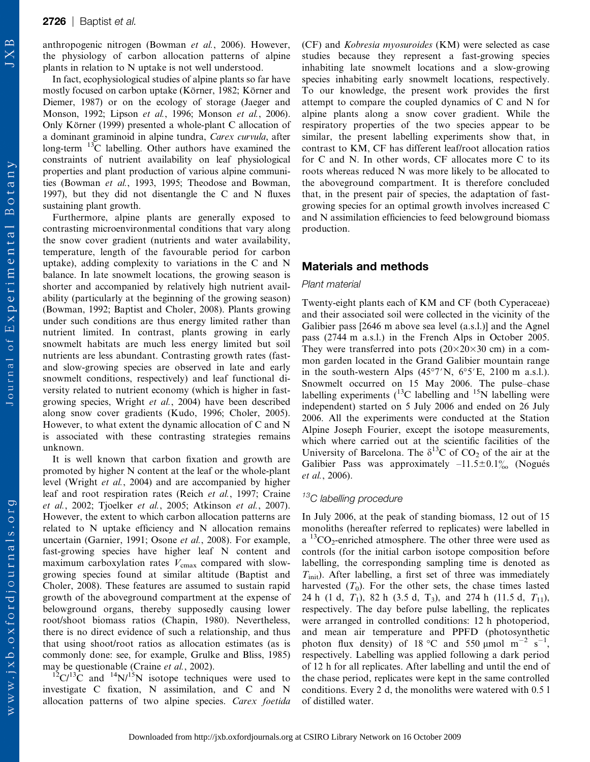anthropogenic nitrogen (Bowman *et al.*, 2006). However, the physiology of carbon allocation patterns of alpine plants in relation to N uptake is not well understood.

In fact, ecophysiological studies of alpine plants so far have mostly focused on carbon uptake (Körner, 1982; Körner and Diemer, 1987) or on the ecology of storage (Jaeger and Monson, 1992; Lipson *et al.*, 1996; Monson *et al.*, 2006). Only Körner (1999) presented a whole-plant C allocation of a dominant graminoid in alpine tundra, *Carex curvula*, after long-term $^{13}$C labelling. Other authors have examined the constraints of nutrient availability on leaf physiological properties and plant production of various alpine communities (Bowman *et al.*, 1993, 1995; Theodose and Bowman, 1997), but they did not disentangle the C and N fluxes sustaining plant growth.

Furthermore, alpine plants are generally exposed to contrasting microenvironmental conditions that vary along the snow cover gradient (nutrients and water availability, temperature, length of the favourable period for carbon uptake), adding complexity to variations in the C and N balance. In late snowmelt locations, the growing season is shorter and accompanied by relatively high nutrient availability (particularly at the beginning of the growing season) (Bowman, 1992; Baptist and Choler, 2008). Plants growing under such conditions are thus energy limited rather than nutrient limited. In contrast, plants growing in early snowmelt habitats are much less energy limited but soil nutrients are less abundant. Contrasting growth rates (fast- and slow-growing species are observed in late and early snowmelt conditions, respectively) and leaf functional diversity related to nutrient economy (which is higher in fast-growing species, Wright *et al.*, 2004) have been described along snow cover gradients (Kudo, 1996; Choler, 2005). However, to what extent the dynamic allocation of C and N is associated with these contrasting strategies remains unknown.

It is well known that carbon fixation and growth are promoted by higher N content at the leaf or the whole-plant level (Wright *et al.*, 2004) and are accompanied by higher leaf and root respiration rates (Reich *et al.*, 1997; Craine *et al.*, 2002; Tjoelker *et al.*, 2005; Atkinson *et al.*, 2007). However, the extent to which carbon allocation patterns are related to N uptake efficiency and N allocation remains uncertain (Garnier, 1991; Osone *et al.*, 2008). For example, fast-growing species have higher leaf N content and maximum carboxylation rates $V_{cmax}$ compared with slow-growing species found at similar altitude (Baptist and Choler, 2008). These features are assumed to sustain rapid growth of the aboveground compartment at the expense of belowground organs, thereby supposedly causing lower root/shoot biomass ratios (Chapin, 1980). Nevertheless, there is no direct evidence of such a relationship, and thus that using shoot/root ratios as allocation estimates (as is commonly done: see, for example, Grulke and Bliss, 1985) may be questionable (Craine *et al.*, 2002).

$^{12}$C/$^{13}$C and $^{14}$N/$^{15}$N isotope techniques were used to investigate C fixation, N assimilation, and C and N allocation patterns of two alpine species. *Carex foetida* (CF) and *Kobresia myosuroides* (KM) were selected as case studies because they represent a fast-growing species inhabiting late snowmelt locations and a slow-growing species inhabiting early snowmelt locations, respectively. To our knowledge, the present work provides the first attempt to compare the coupled dynamics of C and N for alpine plants along a snow cover gradient. While the respiratory properties of the two species appear to be similar, the present labelling experiments show that, in contrast to KM, CF has different leaf/root allocation ratios for C and N. In other words, CF allocates more C to its roots whereas reduced N was more likely to be allocated to the aboveground compartment. It is therefore concluded that, in the present pair of species, the adaptation of fast-growing species for an optimal growth involves increased C and N assimilation efficiencies to feed belowground biomass production.

## Materials and methods

### Plant material

Twenty-eight plants each of KM and CF (both Cyperaceae) and their associated soil were collected in the vicinity of the Galibier pass [2646 m above sea level (a.s.l.)] and the Agnel pass (2744 m a.s.l.) in the French Alps in October 2005. They were transferred into pots (20×20×30 cm) in a common garden located in the Grand Galibier mountain range in the south-western Alps (45°7′N, 6°5′E, 2100 m a.s.l.). Snowmelt occurred on 15 May 2006. The pulse–chase labelling experiments ($^{13}$C labelling and $^{15}$N labelling were independent) started on 5 July 2006 and ended on 26 July 2006. All the experiments were conducted at the Station Alpine Joseph Fourier, except the isotope measurements, which where carried out at the scientific facilities of the University of Barcelona. The $\delta^{13}$C of $CO_2$ of the air at the Galibier Pass was approximately –11.5±0.1‰ (Nogués *et al.*, 2006).

### $^{13}$C labelling procedure

In July 2006, at the peak of standing biomass, 12 out of 15 monoliths (hereafter referred to replicates) were labelled in a $^{13}CO_2$-enriched atmosphere. The other three were used as controls (for the initial carbon isotope composition before labelling, the corresponding sampling time is denoted as $T_{init}$). After labelling, a first set of three was immediately harvested ($T_0$). For the other sets, the chase times lasted 24 h (1 d, $T_1$), 82 h (3.5 d, $T_3$), and 274 h (11.5 d, $T_{11}$), respectively. The day before pulse labelling, the replicates were arranged in controlled conditions: 12 h photoperiod, and mean air temperature and PPFD (photosynthetic photon flux density) of 18 °C and 550 μmol m$^{-2}$ s$^{-1}$, respectively. Labelling was applied following a dark period of 12 h for all replicates. After labelling and until the end of the chase period, replicates were kept in the same controlled conditions. Every 2 d, the monoliths were watered with 0.5 l of distilled water.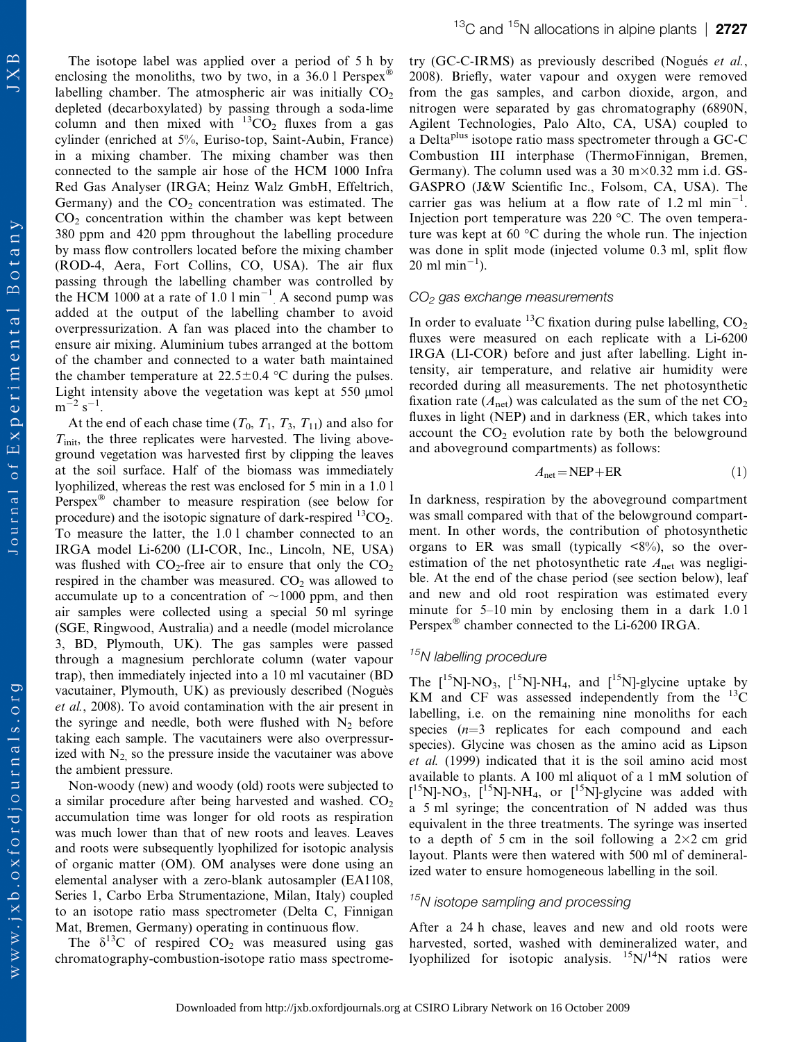The isotope label was applied over a period of 5 h by enclosing the monoliths, two by two, in a 36.0 l Perspex® labelling chamber. The atmospheric air was initially $CO_2$ depleted (decarboxylated) by passing through a soda-lime column and then mixed with $^{13}CO_2$ fluxes from a gas cylinder (enriched at 5%, Euriso-top, Saint-Aubin, France) in a mixing chamber. The mixing chamber was then connected to the sample air hose of the HCM 1000 Infra Red Gas Analyser (IRGA; Heinz Walz GmbH, Effeltrich, Germany) and the $CO_2$ concentration was estimated. The $CO_2$ concentration within the chamber was kept between 380 ppm and 420 ppm throughout the labelling procedure by mass flow controllers located before the mixing chamber (ROD-4, Aera, Fort Collins, CO, USA). The air flux passing through the labelling chamber was controlled by the HCM 1000 at a rate of 1.0 l $min^{-1}$. A second pump was added at the output of the labelling chamber to avoid overpressurization. A fan was placed into the chamber to ensure air mixing. Aluminium tubes arranged at the bottom of the chamber and connected to a water bath maintained the chamber temperature at 22.5±0.4 °C during the pulses. Light intensity above the vegetation was kept at 550 μmol $m^{-2}$ $s^{-1}$.

At the end of each chase time ($T_0$, $T_1$, $T_3$, $T_{11}$) and also for $T_{init}$, the three replicates were harvested. The living aboveground vegetation was harvested first by clipping the leaves at the soil surface. Half of the biomass was immediately lyophilized, whereas the rest was enclosed for 5 min in a 1.0 l Perspex® chamber to measure respiration (see below for procedure) and the isotopic signature of dark-respired $^{13}CO_2$. To measure the latter, the 1.0 l chamber connected to an IRGA model Li-6200 (LI-COR, Inc., Lincoln, NE, USA) was flushed with $CO_2$-free air to ensure that only the $CO_2$ respired in the chamber was measured. $CO_2$ was allowed to accumulate up to a concentration of ~1000 ppm, and then air samples were collected using a special 50 ml syringe (SGE, Ringwood, Australia) and a needle (model microlance 3, BD, Plymouth, UK). The gas samples were passed through a magnesium perchlorate column (water vapour trap), then immediately injected into a 10 ml vacutainer (BD vacutainer, Plymouth, UK) as previously described (Noguès *et al.*, 2008). To avoid contamination with the air present in the syringe and needle, both were flushed with $N_2$ before taking each sample. The vacutainers were also overpressurized with $N_2$, so the pressure inside the vacutainer was above the ambient pressure.

Non-woody (new) and woody (old) roots were subjected to a similar procedure after being harvested and washed. $CO_2$ accumulation time was longer for old roots as respiration was much lower than that of new roots and leaves. Leaves and roots were subsequently lyophilized for isotopic analysis of organic matter (OM). OM analyses were done using an elemental analyser with a zero-blank autosampler (EA1108, Series 1, Carbo Erba Strumentazione, Milan, Italy) coupled to an isotope ratio mass spectrometer (Delta C, Finnigan Mat, Bremen, Germany) operating in continuous flow.

The $\delta^{13}C$ of respired $CO_2$ was measured using gas chromatography-combustion-isotope ratio mass spectrometry (GC-C-IRMS) as previously described (Nogués *et al.*, 2008). Briefly, water vapour and oxygen were removed from the gas samples, and carbon dioxide, argon, and nitrogen were separated by gas chromatography (6890N, Agilent Technologies, Palo Alto, CA, USA) coupled to a Delta[plus] isotope ratio mass spectrometer through a GC-C Combustion III interphase (ThermoFinnigan, Bremen, Germany). The column used was a 30 m×0.32 mm i.d. GS-GASPRO (J&W Scientific Inc., Folsom, CA, USA). The carrier gas was helium at a flow rate of 1.2 ml $min^{-1}$. Injection port temperature was 220 °C. The oven temperature was kept at 60 °C during the whole run. The injection was done in split mode (injected volume 0.3 ml, split flow 20 ml $min^{-1}$).

### $CO_2$ gas exchange measurements

In order to evaluate $^{13}C$ fixation during pulse labelling, $CO_2$ fluxes were measured on each replicate with a Li-6200 IRGA (LI-COR) before and just after labelling. Light intensity, air temperature, and relative air humidity were recorded during all measurements. The net photosynthetic fixation rate ($A_{net}$) was calculated as the sum of the net $CO_2$ fluxes in light (NEP) and in darkness (ER, which takes into account the $CO_2$ evolution rate by both the belowground and aboveground compartments) as follows:

$$A_{net} = \text{NEP} + \text{ER} \quad (1)$$

In darkness, respiration by the aboveground compartment was small compared with that of the belowground compartment. In other words, the contribution of photosynthetic organs to ER was small (typically <8%), so the overestimation of the net photosynthetic rate $A_{net}$ was negligible. At the end of the chase period (see section below), leaf and new and old root respiration was estimated every minute for 5–10 min by enclosing them in a dark 1.0 l Perspex® chamber connected to the Li-6200 IRGA.

### $^{15}N$ labelling procedure

The [$^{15}N$]-$NO_3$, [$^{15}N$]-$NH_4$, and [$^{15}N$]-glycine uptake by KM and CF was assessed independently from the $^{13}C$ labelling, i.e. on the remaining nine monoliths for each species ($n$=3 replicates for each compound and each species). Glycine was chosen as the amino acid as Lipson *et al.* (1999) indicated that it is the soil amino acid most available to plants. A 100 ml aliquot of a 1 mM solution of [$^{15}N$]-$NO_3$, [$^{15}N$]-$NH_4$, or [$^{15}N$]-glycine was added with a 5 ml syringe; the concentration of N added was thus equivalent in the three treatments. The syringe was inserted to a depth of 5 cm in the soil following a 2×2 cm grid layout. Plants were then watered with 500 ml of demineralized water to ensure homogeneous labelling in the soil.

### $^{15}N$ isotope sampling and processing

After a 24 h chase, leaves and new and old roots were harvested, sorted, washed with demineralized water, and lyophilized for isotopic analysis. $^{15}N/^{14}N$ ratios were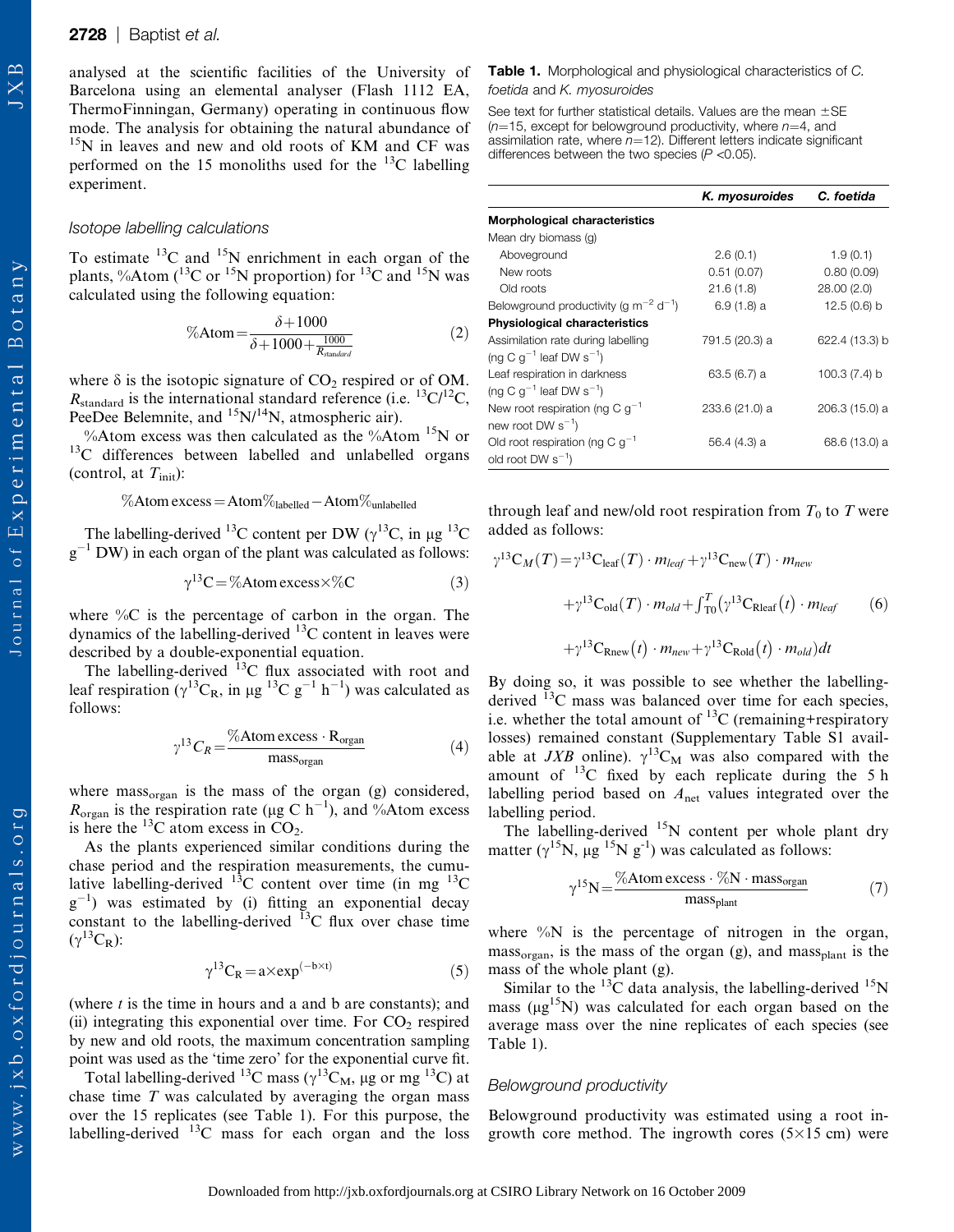analysed at the scientific facilities of the University of Barcelona using an elemental analyser (Flash 1112 EA, ThermoFinnigan, Germany) operating in continuous flow mode. The analysis for obtaining the natural abundance of $^{15}N$ in leaves and new and old roots of KM and CF was performed on the 15 monoliths used for the $^{13}C$ labelling experiment.

### Isotope labelling calculations

To estimate $^{13}C$ and $^{15}N$ enrichment in each organ of the plants, %Atom ($^{13}C$ or $^{15}N$ proportion) for $^{13}C$ and $^{15}N$ was calculated using the following equation:

$$\%\text{Atom} = \frac{\delta + 1000}{\delta + 1000 + \frac{1000}{R_{standard}}} \quad (2)$$

where δ is the isotopic signature of $CO_2$ respired or of OM. $R_{standard}$ is the international standard reference (i.e. $^{13}C/^{12}C$, PeeDee Belemnite, and $^{15}N/^{14}N$, atmospheric air).

%Atom excess was then calculated as the %Atom $^{15}N$ or $^{13}C$ differences between labelled and unlabelled organs (control, at $T_{init}$):

$$\%\text{Atom excess} = \text{Atom}\%_{labelled} - \text{Atom}\%_{unlabelled}$$

The labelling-derived $^{13}C$ content per DW ($\gamma^{13}C$, in μg $^{13}C$ $g^{-1}$ DW) in each organ of the plant was calculated as follows:

$$\gamma^{13}C = \%\text{Atom excess} \times \%C \quad (3)$$

where %C is the percentage of carbon in the organ. The dynamics of the labelling-derived $^{13}C$ content in leaves were described by a double-exponential equation.

The labelling-derived $^{13}C$ flux associated with root and leaf respiration ($\gamma^{13}C_R$, in μg $^{13}C$ $g^{-1}$ $h^{-1}$) was calculated as follows:

$$\gamma^{13}C_R = \frac{\%\text{Atom excess} \cdot R_{organ}}{\text{mass}_{organ}} \quad (4)$$

where $\text{mass}_{organ}$ is the mass of the organ (g) considered, $R_{organ}$ is the respiration rate (μg C $h^{-1}$), and %Atom excess is here the $^{13}C$ atom excess in $CO_2$.

As the plants experienced similar conditions during the chase period and the respiration measurements, the cumulative labelling-derived $^{13}C$ content over time (in mg $^{13}C$ $g^{-1}$) was estimated by (i) fitting an exponential decay constant to the labelling-derived $^{13}C$ flux over chase time ($\gamma^{13}C_R$):

$$\gamma^{13}C_R = a \times \exp^{(-b \times t)} \quad (5)$$

(where $t$ is the time in hours and a and b are constants); and (ii) integrating this exponential over time. For $CO_2$ respired by new and old roots, the maximum concentration sampling point was used as the 'time zero' for the exponential curve fit.

Total labelling-derived $^{13}C$ mass ($\gamma^{13}C_M$, μg or mg $^{13}C$) at chase time $T$ was calculated by averaging the organ mass over the 15 replicates (see Table 1). For this purpose, the labelling-derived $^{13}C$ mass for each organ and the loss through leaf and new/old root respiration from $T_0$ to $T$ were added as follows:

$$\gamma^{13}C_M(T) = \gamma^{13}C_{leaf}(T) \cdot m_{leaf} + \gamma^{13}C_{new}(T) \cdot m_{new} + \gamma^{13}C_{old}(T) \cdot m_{old} + \int_{T0}^{T} \left(\gamma^{13}C_{Rleaf}(t) \cdot m_{leaf} + \gamma^{13}C_{Rnew}(t) \cdot m_{new} + \gamma^{13}C_{Rold}(t) \cdot m_{old}\right) dt \quad (6)$$

By doing so, it was possible to see whether the labelling-derived $^{13}C$ mass was balanced over time for each species, i.e. whether the total amount of $^{13}C$ (remaining+respiratory losses) remained constant (Supplementary Table S1 available at *JXB* online). $\gamma^{13}C_M$ was also compared with the amount of $^{13}C$ fixed by each replicate during the 5 h labelling period based on $A_{net}$ values integrated over the labelling period.

The labelling-derived $^{15}N$ content per whole plant dry matter ($\gamma^{15}N$, μg $^{15}N$ $g^{-1}$) was calculated as follows:

$$\gamma^{15}N = \frac{\%\text{Atom excess} \cdot \%N \cdot \text{mass}_{organ}}{\text{mass}_{plant}} \quad (7)$$

where %N is the percentage of nitrogen in the organ, $\text{mass}_{organ}$, is the mass of the organ (g), and $\text{mass}_{plant}$ is the mass of the whole plant (g).

Similar to the $^{13}C$ data analysis, the labelling-derived $^{15}N$ mass (μg$^{15}N$) was calculated for each organ based on the average mass over the nine replicates of each species (see Table 1).

### Belowground productivity

Belowground productivity was estimated using a root ingrowth core method. The ingrowth cores (5×15 cm) were

**Table 1.** Morphological and physiological characteristics of *C. foetida* and *K. myosuroides*

See text for further statistical details. Values are the mean ±SE ($n$=15, except for belowground productivity, where $n$=4, and assimilation rate, where $n$=12). Different letters indicate significant differences between the two species ($P$ <0.05).

| | *K. myosuroides* | *C. foetida* |
|---|---|---|
| **Morphological characteristics** | | |
| Mean dry biomass (g) | | |
| Aboveground | 2.6 (0.1) | 1.9 (0.1) |
| New roots | 0.51 (0.07) | 0.80 (0.09) |
| Old roots | 21.6 (1.8) | 28.00 (2.0) |
| Belowground productivity (g $m^{-2}$ $d^{-1}$) | 6.9 (1.8) a | 12.5 (0.6) b |
| **Physiological characteristics** | | |
| Assimilation rate during labelling (ng C $g^{-1}$ leaf DW $s^{-1}$) | 791.5 (20.3) a | 622.4 (13.3) b |
| Leaf respiration in darkness (ng C $g^{-1}$ leaf DW $s^{-1}$) | 63.5 (6.7) a | 100.3 (7.4) b |
| New root respiration (ng C $g^{-1}$ new root DW $s^{-1}$) | 233.6 (21.0) a | 206.3 (15.0) a |
| Old root respiration (ng C $g^{-1}$ old root DW $s^{-1}$) | 56.4 (4.3) a | 68.6 (13.0) a |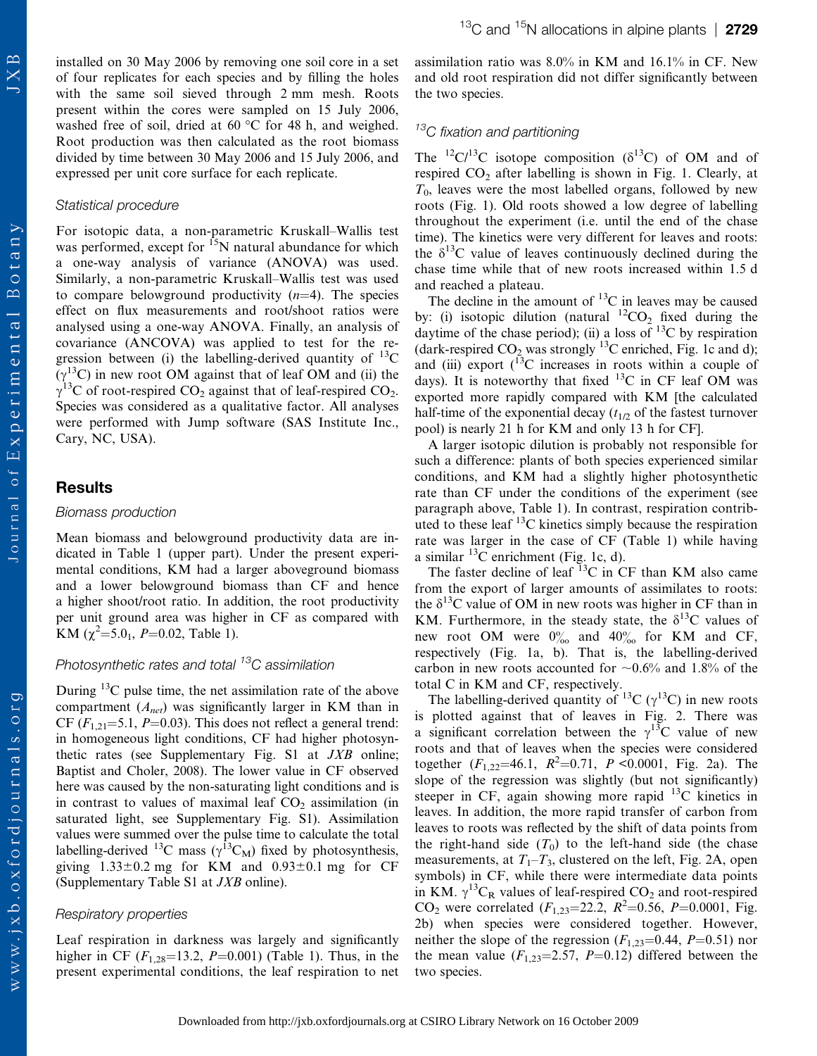installed on 30 May 2006 by removing one soil core in a set of four replicates for each species and by filling the holes with the same soil sieved through 2 mm mesh. Roots present within the cores were sampled on 15 July 2006, washed free of soil, dried at 60 °C for 48 h, and weighed. Root production was then calculated as the root biomass divided by time between 30 May 2006 and 15 July 2006, and expressed per unit core surface for each replicate.

### Statistical procedure

For isotopic data, a non-parametric Kruskall–Wallis test was performed, except for $^{15}N$ natural abundance for which a one-way analysis of variance (ANOVA) was used. Similarly, a non-parametric Kruskall–Wallis test was used to compare belowground productivity ($n$=4). The species effect on flux measurements and root/shoot ratios were analysed using a one-way ANOVA. Finally, an analysis of covariance (ANCOVA) was applied to test for the regression between (i) the labelling-derived quantity of $^{13}C$ ($\gamma^{13}C$) in new root OM against that of leaf OM and (ii) the $\gamma^{13}C$ of root-respired $CO_2$ against that of leaf-respired $CO_2$. Species was considered as a qualitative factor. All analyses were performed with Jump software (SAS Institute Inc., Cary, NC, USA).

## Results

### Biomass production

Mean biomass and belowground productivity data are indicated in Table 1 (upper part). Under the present experimental conditions, KM had a larger aboveground biomass and a lower belowground biomass than CF and hence a higher shoot/root ratio. In addition, the root productivity per unit ground area was higher in CF as compared with KM ($\chi^2$=5.0$_1$, $P$=0.02, Table 1).

### Photosynthetic rates and total $^{13}C$ assimilation

During $^{13}C$ pulse time, the net assimilation rate of the above compartment ($A_{net}$) was significantly larger in KM than in CF ($F_{1,21}$=5.1, $P$=0.03). This does not reflect a general trend: in homogeneous light conditions, CF had higher photosynthetic rates (see Supplementary Fig. S1 at *JXB* online; Baptist and Choler, 2008). The lower value in CF observed here was caused by the non-saturating light conditions and is in contrast to values of maximal leaf $CO_2$ assimilation (in saturated light, see Supplementary Fig. S1). Assimilation values were summed over the pulse time to calculate the total labelling-derived $^{13}C$ mass ($\gamma^{13}C_M$) fixed by photosynthesis, giving 1.33±0.2 mg for KM and 0.93±0.1 mg for CF (Supplementary Table S1 at *JXB* online).

### Respiratory properties

Leaf respiration in darkness was largely and significantly higher in CF ($F_{1,28}$=13.2, $P$=0.001) (Table 1). Thus, in the present experimental conditions, the leaf respiration to net assimilation ratio was 8.0% in KM and 16.1% in CF. New and old root respiration did not differ significantly between the two species.

### $^{13}C$ fixation and partitioning

The $^{12}C/^{13}C$ isotope composition ($\delta^{13}C$) of OM and of respired $CO_2$ after labelling is shown in Fig. 1. Clearly, at $T_0$, leaves were the most labelled organs, followed by new roots (Fig. 1). Old roots showed a low degree of labelling throughout the experiment (i.e. until the end of the chase time). The kinetics were very different for leaves and roots: the $\delta^{13}C$ value of leaves continuously declined during the chase time while that of new roots increased within 1.5 d and reached a plateau.

The decline in the amount of $^{13}C$ in leaves may be caused by: (i) isotopic dilution (natural $^{12}CO_2$ fixed during the daytime of the chase period); (ii) a loss of $^{13}C$ by respiration (dark-respired $CO_2$ was strongly $^{13}C$ enriched, Fig. 1c and d); and (iii) export ($^{13}C$ increases in roots within a couple of days). It is noteworthy that fixed $^{13}C$ in CF leaf OM was exported more rapidly compared with KM [the calculated half-time of the exponential decay ($t_{1/2}$ of the fastest turnover pool) is nearly 21 h for KM and only 13 h for CF].

A larger isotopic dilution is probably not responsible for such a difference: plants of both species experienced similar conditions, and KM had a slightly higher photosynthetic rate than CF under the conditions of the experiment (see paragraph above, Table 1). In contrast, respiration contributed to these leaf $^{13}C$ kinetics simply because the respiration rate was larger in the case of CF (Table 1) while having a similar $^{13}C$ enrichment (Fig. 1c, d).

The faster decline of leaf $^{13}C$ in CF than KM also came from the export of larger amounts of assimilates to roots: the $\delta^{13}C$ value of OM in new roots was higher in CF than in KM. Furthermore, in the steady state, the $\delta^{13}C$ values of new root OM were 0‰ and 40‰ for KM and CF, respectively (Fig. 1a, b). That is, the labelling-derived carbon in new roots accounted for ~0.6% and 1.8% of the total C in KM and CF, respectively.

The labelling-derived quantity of $^{13}C$ ($\gamma^{13}C$) in new roots is plotted against that of leaves in Fig. 2. There was a significant correlation between the $\gamma^{13}C$ value of new roots and that of leaves when the species were considered together ($F_{1,22}$=46.1, $R^2$=0.71, $P$ <0.0001, Fig. 2a). The slope of the regression was slightly (but not significantly) steeper in CF, again showing more rapid $^{13}C$ kinetics in leaves. In addition, the more rapid transfer of carbon from leaves to roots was reflected by the shift of data points from the right-hand side ($T_0$) to the left-hand side (the chase measurements, at $T_1$–$T_3$, clustered on the left, Fig. 2A, open symbols) in CF, while there were intermediate data points in KM. $\gamma^{13}C_R$ values of leaf-respired $CO_2$ and root-respired $CO_2$ were correlated ($F_{1,23}$=22.2, $R^2$=0.56, $P$=0.0001, Fig. 2b) when species were considered together. However, neither the slope of the regression ($F_{1,23}$=0.44, $P$=0.51) nor the mean value ($F_{1,23}$=2.57, $P$=0.12) differed between the two species.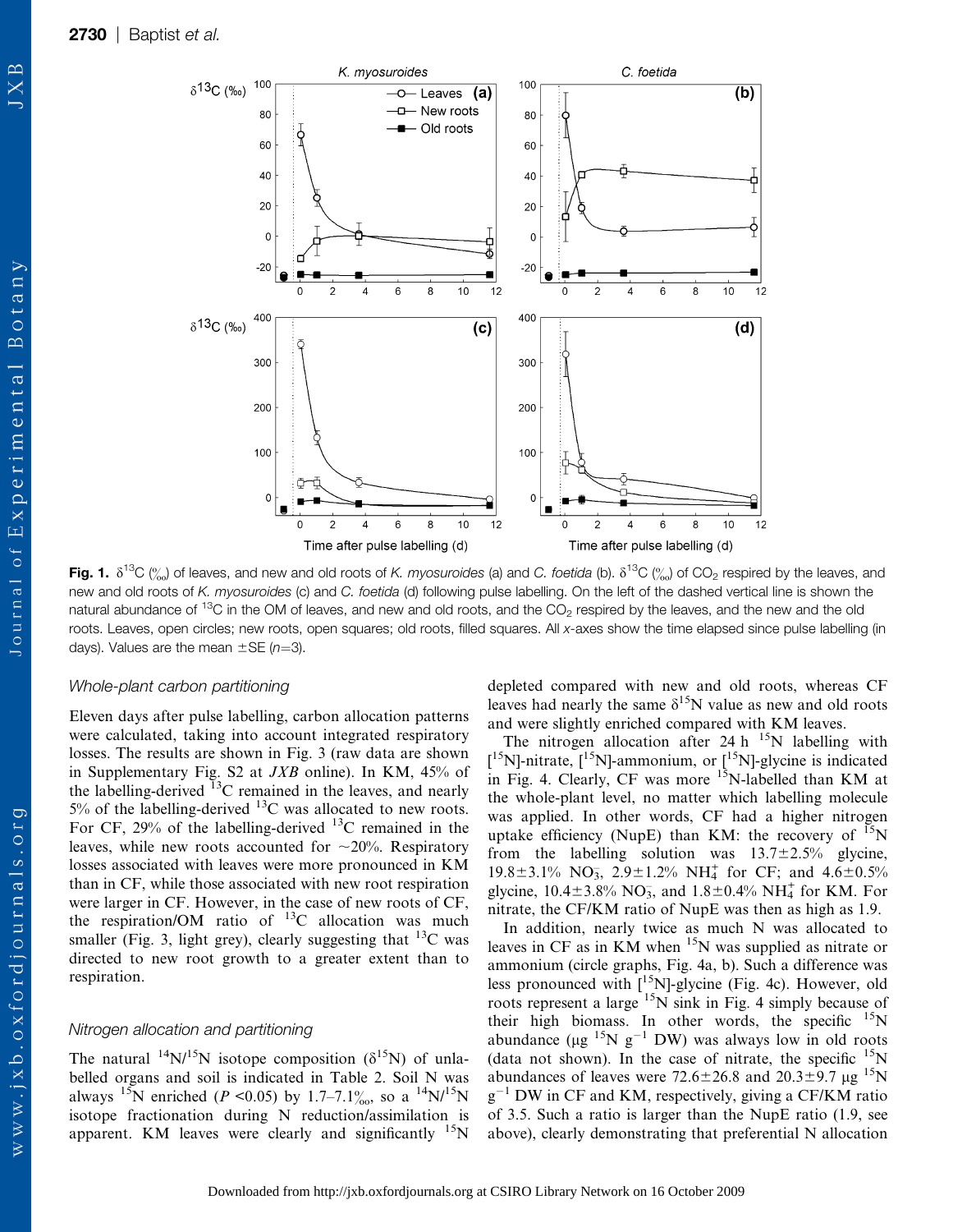**Fig. 1.** $\delta^{13}C$ (‰) of leaves, and new and old roots of *K. myosuroides* (a) and *C. foetida* (b). $\delta^{13}C$ (‰) of $CO_2$ respired by the leaves, and new and old roots of *K. myosuroides* (c) and *C. foetida* (d) following pulse labelling. On the left of the dashed vertical line is shown the natural abundance of $^{13}C$ in the OM of leaves, and new and old roots, and the $CO_2$ respired by the leaves, and the new and the old roots. Leaves, open circles; new roots, open squares; old roots, filled squares. All *x*-axes show the time elapsed since pulse labelling (in days). Values are the mean ±SE (*n*=3).

### Whole-plant carbon partitioning

Eleven days after pulse labelling, carbon allocation patterns were calculated, taking into account integrated respiratory losses. The results are shown in Fig. 3 (raw data are shown in Supplementary Fig. S2 at *JXB* online). In KM, 45% of the labelling-derived $^{13}C$ remained in the leaves, and nearly 5% of the labelling-derived $^{13}C$ was allocated to new roots. For CF, 29% of the labelling-derived $^{13}C$ remained in the leaves, while new roots accounted for ~20%. Respiratory losses associated with leaves were more pronounced in KM than in CF, while those associated with new root respiration were larger in CF. However, in the case of new roots of CF, the respiration/OM ratio of $^{13}C$ allocation was much smaller (Fig. 3, light grey), clearly suggesting that $^{13}C$ was directed to new root growth to a greater extent than to respiration.

### Nitrogen allocation and partitioning

The natural $^{14}N/^{15}N$ isotope composition ($\delta^{15}N$) of unlabelled organs and soil is indicated in Table 2. Soil N was always $^{15}N$ enriched ($P$ <0.05) by 1.7–7.1‰, so a $^{14}N/^{15}N$ isotope fractionation during N reduction/assimilation is apparent. KM leaves were clearly and significantly $^{15}N$ depleted compared with new and old roots, whereas CF leaves had nearly the same $\delta^{15}N$ value as new and old roots and were slightly enriched compared with KM leaves.

The nitrogen allocation after 24 h $^{15}N$ labelling with [$^{15}N$]-nitrate, [$^{15}N$]-ammonium, or [$^{15}N$]-glycine is indicated in Fig. 4. Clearly, CF was more $^{15}N$-labelled than KM at the whole-plant level, no matter which labelling molecule was applied. In other words, CF had a higher nitrogen uptake efficiency (NupE) than KM: the recovery of $^{15}N$ from the labelling solution was 13.7±2.5% glycine, 19.8±3.1% $NO_3^-$, 2.9±1.2% $NH_4^+$ for CF; and 4.6±0.5% glycine, 10.4±3.8% $NO_3^-$, and 1.8±0.4% $NH_4^+$ for KM. For nitrate, the CF/KM ratio of NupE was then as high as 1.9.

In addition, nearly twice as much N was allocated to leaves in CF as in KM when $^{15}N$ was supplied as nitrate or ammonium (circle graphs, Fig. 4a, b). Such a difference was less pronounced with [$^{15}N$]-glycine (Fig. 4c). However, old roots represent a large $^{15}N$ sink in Fig. 4 simply because of their high biomass. In other words, the specific $^{15}N$ abundance (μg $^{15}N$ $g^{-1}$ DW) was always low in old roots (data not shown). In the case of nitrate, the specific $^{15}N$ abundances of leaves were 72.6±26.8 and 20.3±9.7 μg $^{15}N$ $g^{-1}$ DW in CF and KM, respectively, giving a CF/KM ratio of 3.5. Such a ratio is larger than the NupE ratio (1.9, see above), clearly demonstrating that preferential N allocation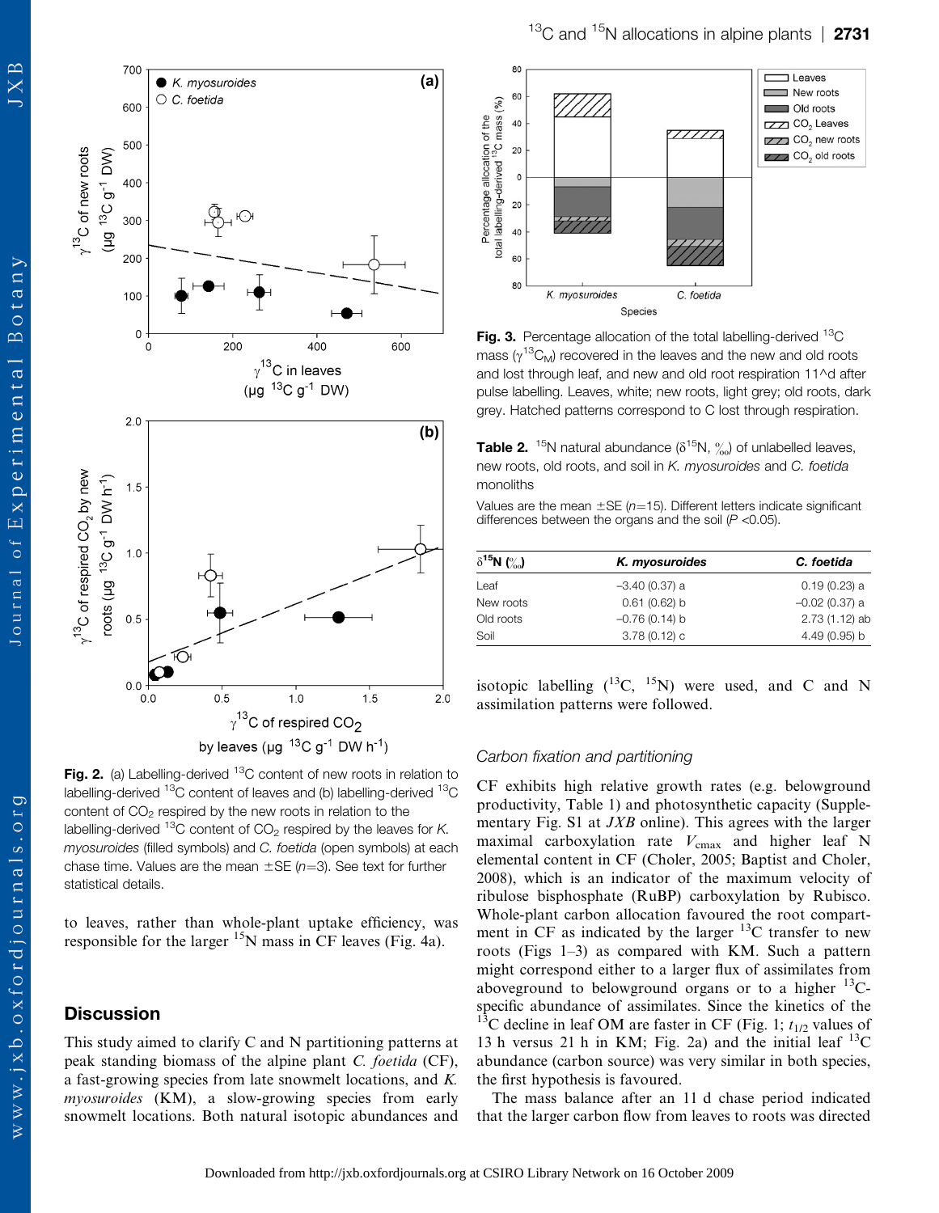**Fig. 2.** (a) Labelling-derived $^{13}C$ content of new roots in relation to labelling-derived $^{13}C$ content of leaves and (b) labelling-derived $^{13}C$ content of $CO_2$ respired by the new roots in relation to the labelling-derived $^{13}C$ content of $CO_2$ respired by the leaves for *K. myosuroides* (filled symbols) and *C. foetida* (open symbols) at each chase time. Values are the mean ±SE ($n$=3). See text for further statistical details.

to leaves, rather than whole-plant uptake efficiency, was responsible for the larger $^{15}N$ mass in CF leaves (Fig. 4a).

## Discussion

This study aimed to clarify C and N partitioning patterns at peak standing biomass of the alpine plant *C. foetida* (CF), a fast-growing species from late snowmelt locations, and *K. myosuroides* (KM), a slow-growing species from early snowmelt locations. Both natural isotopic abundances and isotopic labelling ($^{13}C$, $^{15}N$) were used, and C and N assimilation patterns were followed.

**Fig. 3.** Percentage allocation of the total labelling-derived $^{13}C$ mass ($\gamma^{13}C_M$) recovered in the leaves and the new and old roots and lost through leaf, and new and old root respiration 11^d after pulse labelling. Leaves, white; new roots, light grey; old roots, dark grey. Hatched patterns correspond to C lost through respiration.

**Table 2.** $^{15}N$ natural abundance ($\delta^{15}N$, ‰) of unlabelled leaves, new roots, old roots, and soil in *K. myosuroides* and *C. foetida* monoliths

Values are the mean ±SE ($n$=15). Different letters indicate significant differences between the organs and the soil ($P$ <0.05).

| $\delta^{15}N$ (‰) | *K. myosuroides* | *C. foetida* |
|---|---|---|
| Leaf | –3.40 (0.37) a | 0.19 (0.23) a |
| New roots | 0.61 (0.62) b | –0.02 (0.37) a |
| Old roots | –0.76 (0.14) b | 2.73 (1.12) ab |
| Soil | 3.78 (0.12) c | 4.49 (0.95) b |

### Carbon fixation and partitioning

CF exhibits high relative growth rates (e.g. belowground productivity, Table 1) and photosynthetic capacity (Supplementary Fig. S1 at *JXB* online). This agrees with the larger maximal carboxylation rate $V_{cmax}$ and higher leaf N elemental content in CF (Choler, 2005; Baptist and Choler, 2008), which is an indicator of the maximum velocity of ribulose bisphosphate (RuBP) carboxylation by Rubisco. Whole-plant carbon allocation favoured the root compartment in CF as indicated by the larger $^{13}C$ transfer to new roots (Figs 1–3) as compared with KM. Such a pattern might correspond either to a larger flux of assimilates from aboveground to belowground organs or to a higher $^{13}C$-specific abundance of assimilates. Since the kinetics of the $^{13}C$ decline in leaf OM are faster in CF (Fig. 1; $t_{1/2}$ values of 13 h versus 21 h in KM; Fig. 2a) and the initial leaf $^{13}C$ abundance (carbon source) was very similar in both species, the first hypothesis is favoured.

The mass balance after an 11 d chase period indicated that the larger carbon flow from leaves to roots was directed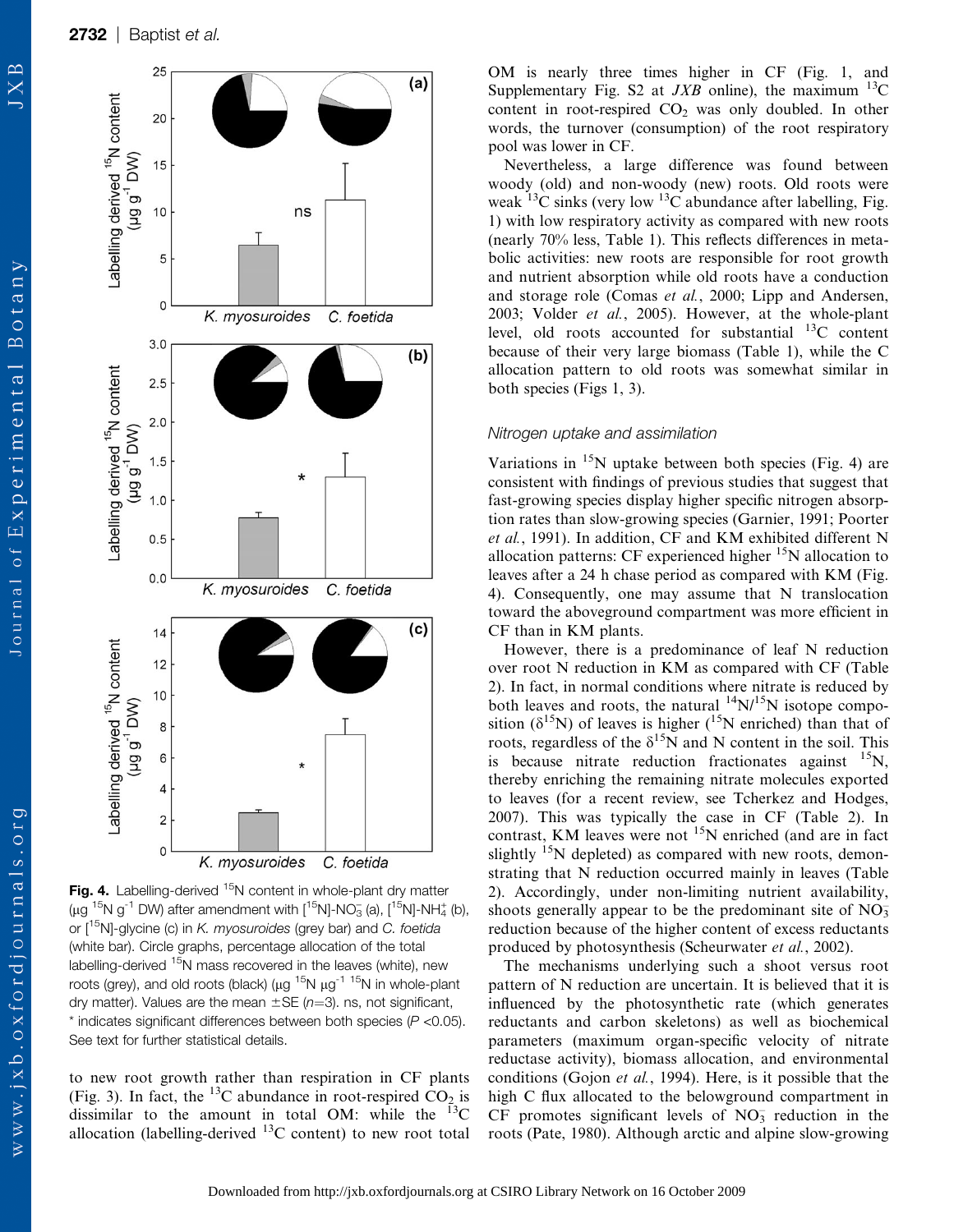**Fig. 4.** Labelling-derived $^{15}N$ content in whole-plant dry matter ($\mu g\ ^{15}N\ g^{-1}$ DW) after amendment with [$^{15}N$]-$NO_3^-$ (a), [$^{15}N$]-$NH_4^+$ (b), or [$^{15}N$]-glycine (c) in *K. myosuroides* (grey bar) and *C. foetida* (white bar). Circle graphs, percentage allocation of the total labelling-derived $^{15}N$ mass recovered in the leaves (white), new roots (grey), and old roots (black) ($\mu g\ ^{15}N\ \mu g^{-1}\ ^{15}N$ in whole-plant dry matter). Values are the mean ±SE ($n$=3). ns, not significant, * indicates significant differences between both species ($P$ <0.05). See text for further statistical details.

to new root growth rather than respiration in CF plants (Fig. 3). In fact, the $^{13}C$ abundance in root-respired $CO_2$ is dissimilar to the amount in total OM: while the $^{13}C$ allocation (labelling-derived $^{13}C$ content) to new root total OM is nearly three times higher in CF (Fig. 1, and Supplementary Fig. S2 at *JXB* online), the maximum $^{13}C$ content in root-respired $CO_2$ was only doubled. In other words, the turnover (consumption) of the root respiratory pool was lower in CF.

Nevertheless, a large difference was found between woody (old) and non-woody (new) roots. Old roots were weak $^{13}C$ sinks (very low $^{13}C$ abundance after labelling, Fig. 1) with low respiratory activity as compared with new roots (nearly 70% less, Table 1). This reflects differences in metabolic activities: new roots are responsible for root growth and nutrient absorption while old roots have a conduction and storage role (Comas *et al.*, 2000; Lipp and Andersen, 2003; Volder *et al.*, 2005). However, at the whole-plant level, old roots accounted for substantial $^{13}C$ content because of their very large biomass (Table 1), while the C allocation pattern to old roots was somewhat similar in both species (Figs 1, 3).

### Nitrogen uptake and assimilation

Variations in $^{15}N$ uptake between both species (Fig. 4) are consistent with findings of previous studies that suggest that fast-growing species display higher specific nitrogen absorption rates than slow-growing species (Garnier, 1991; Poorter *et al.*, 1991). In addition, CF and KM exhibited different N allocation patterns: CF experienced higher $^{15}N$ allocation to leaves after a 24 h chase period as compared with KM (Fig. 4). Consequently, one may assume that N translocation toward the aboveground compartment was more efficient in CF than in KM plants.

However, there is a predominance of leaf N reduction over root N reduction in KM as compared with CF (Table 2). In fact, in normal conditions where nitrate is reduced by both leaves and roots, the natural $^{14}N/^{15}N$ isotope composition ($\delta^{15}N$) of leaves is higher ($^{15}N$ enriched) than that of roots, regardless of the $\delta^{15}N$ and N content in the soil. This is because nitrate reduction fractionates against $^{15}N$, thereby enriching the remaining nitrate molecules exported to leaves (for a recent review, see Tcherkez and Hodges, 2007). This was typically the case in CF (Table 2). In contrast, KM leaves were not $^{15}N$ enriched (and are in fact slightly $^{15}N$ depleted) as compared with new roots, demonstrating that N reduction occurred mainly in leaves (Table 2). Accordingly, under non-limiting nutrient availability, shoots generally appear to be the predominant site of $NO_3^-$ reduction because of the higher content of excess reductants produced by photosynthesis (Scheurwater *et al.*, 2002).

The mechanisms underlying such a shoot versus root pattern of N reduction are uncertain. It is believed that it is influenced by the photosynthetic rate (which generates reductants and carbon skeletons) as well as biochemical parameters (maximum organ-specific velocity of nitrate reductase activity), biomass allocation, and environmental conditions (Gojon *et al.*, 1994). Here, is it possible that the high C flux allocated to the belowground compartment in CF promotes significant levels of $NO_3^-$ reduction in the roots (Pate, 1980). Although arctic and alpine slow-growing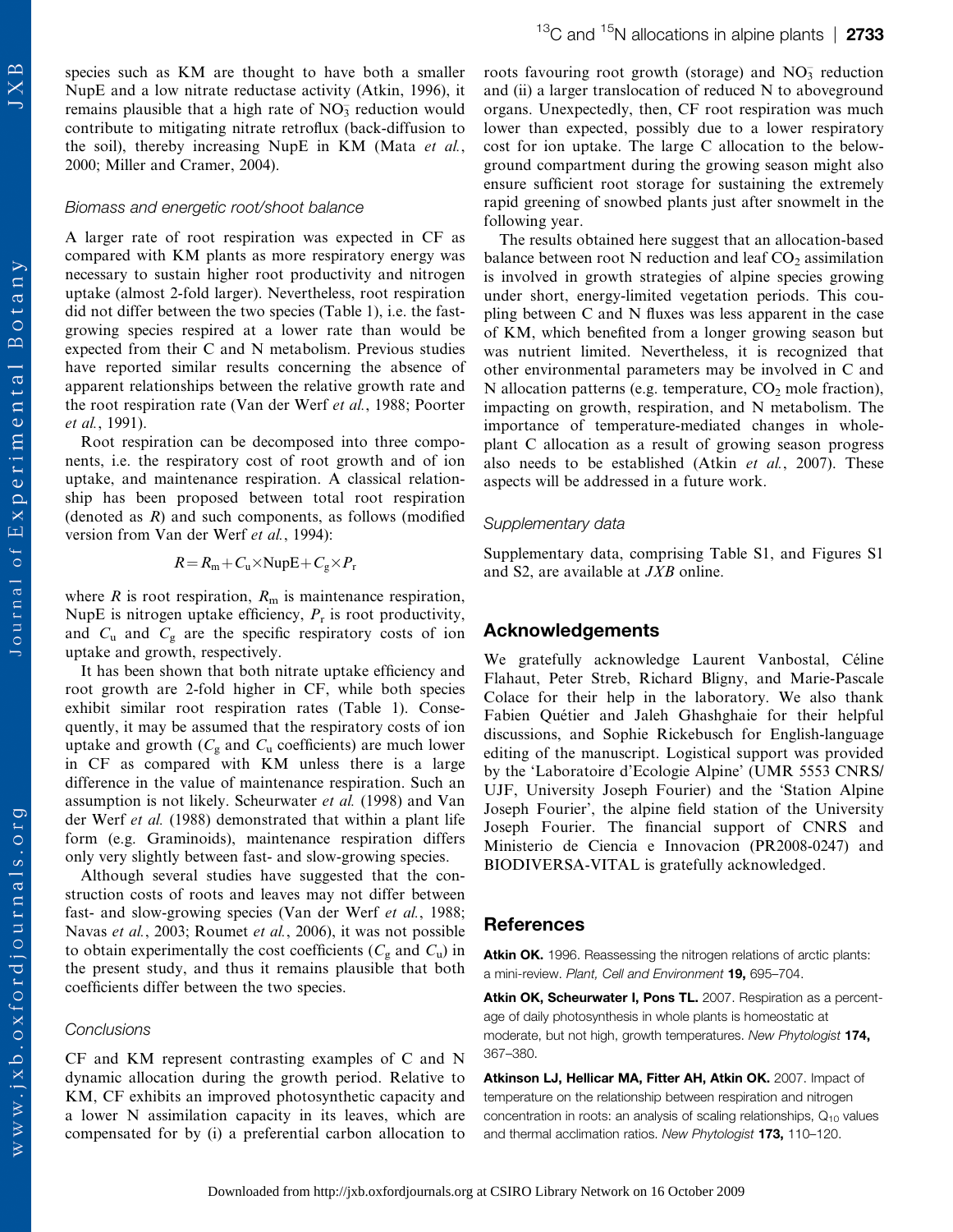species such as KM are thought to have both a smaller NupE and a low nitrate reductase activity (Atkin, 1996), it remains plausible that a high rate of $NO_3^-$ reduction would contribute to mitigating nitrate retroflux (back-diffusion to the soil), thereby increasing NupE in KM (Mata *et al.*, 2000; Miller and Cramer, 2004).

### *Biomass and energetic root/shoot balance*

A larger rate of root respiration was expected in CF as compared with KM plants as more respiratory energy was necessary to sustain higher root productivity and nitrogen uptake (almost 2-fold larger). Nevertheless, root respiration did not differ between the two species (Table 1), i.e. the fast-growing species respired at a lower rate than would be expected from their C and N metabolism. Previous studies have reported similar results concerning the absence of apparent relationships between the relative growth rate and the root respiration rate (Van der Werf *et al.*, 1988; Poorter *et al.*, 1991).

Root respiration can be decomposed into three components, i.e. the respiratory cost of root growth and of ion uptake, and maintenance respiration. A classical relationship has been proposed between total root respiration (denoted as $R$) and such components, as follows (modified version from Van der Werf *et al.*, 1994):

$$R = R_m + C_u \times \text{NupE} + C_g \times P_r$$

where $R$ is root respiration, $R_m$ is maintenance respiration, NupE is nitrogen uptake efficiency, $P_r$ is root productivity, and $C_u$ and $C_g$ are the specific respiratory costs of ion uptake and growth, respectively.

It has been shown that both nitrate uptake efficiency and root growth are 2-fold higher in CF, while both species exhibit similar root respiration rates (Table 1). Consequently, it may be assumed that the respiratory costs of ion uptake and growth ($C_g$ and $C_u$ coefficients) are much lower in CF as compared with KM unless there is a large difference in the value of maintenance respiration. Such an assumption is not likely. Scheurwater *et al.* (1998) and Van der Werf *et al.* (1988) demonstrated that within a plant life form (e.g. Graminoids), maintenance respiration differs only very slightly between fast- and slow-growing species.

Although several studies have suggested that the construction costs of roots and leaves may not differ between fast- and slow-growing species (Van der Werf *et al.*, 1988; Navas *et al.*, 2003; Roumet *et al.*, 2006), it was not possible to obtain experimentally the cost coefficients ($C_g$ and $C_u$) in the present study, and thus it remains plausible that both coefficients differ between the two species.

### *Conclusions*

CF and KM represent contrasting examples of C and N dynamic allocation during the growth period. Relative to KM, CF exhibits an improved photosynthetic capacity and a lower N assimilation capacity in its leaves, which are compensated for by (i) a preferential carbon allocation to roots favouring root growth (storage) and $NO_3^-$ reduction and (ii) a larger translocation of reduced N to aboveground organs. Unexpectedly, then, CF root respiration was much lower than expected, possibly due to a lower respiratory cost for ion uptake. The large C allocation to the belowground compartment during the growing season might also ensure sufficient root storage for sustaining the extremely rapid greening of snowbed plants just after snowmelt in the following year.

The results obtained here suggest that an allocation-based balance between root N reduction and leaf $CO_2$ assimilation is involved in growth strategies of alpine species growing under short, energy-limited vegetation periods. This coupling between C and N fluxes was less apparent in the case of KM, which benefited from a longer growing season but was nutrient limited. Nevertheless, it is recognized that other environmental parameters may be involved in C and N allocation patterns (e.g. temperature, $CO_2$ mole fraction), impacting on growth, respiration, and N metabolism. The importance of temperature-mediated changes in whole-plant C allocation as a result of growing season progress also needs to be established (Atkin *et al.*, 2007). These aspects will be addressed in a future work.

### *Supplementary data*

Supplementary data, comprising Table S1, and Figures S1 and S2, are available at *JXB* online.

## Acknowledgements

We gratefully acknowledge Laurent Vanbostal, Céline Flahaut, Peter Streb, Richard Bligny, and Marie-Pascale Colace for their help in the laboratory. We also thank Fabien Quétier and Jaleh Ghashghaie for their helpful discussions, and Sophie Rickebusch for English-language editing of the manuscript. Logistical support was provided by the 'Laboratoire d'Ecologie Alpine' (UMR 5553 CNRS/UJF, University Joseph Fourier) and the 'Station Alpine Joseph Fourier', the alpine field station of the University Joseph Fourier. The financial support of CNRS and Ministerio de Ciencia e Innovacion (PR2008-0247) and BIODIVERSA-VITAL is gratefully acknowledged.

## References

**Atkin OK.** 1996. Reassessing the nitrogen relations of arctic plants: a mini-review. *Plant, Cell and Environment* **19,** 695–704.

**Atkin OK, Scheurwater I, Pons TL.** 2007. Respiration as a percentage of daily photosynthesis in whole plants is homeostatic at moderate, but not high, growth temperatures. *New Phytologist* **174,** 367–380.

**Atkinson LJ, Hellicar MA, Fitter AH, Atkin OK.** 2007. Impact of temperature on the relationship between respiration and nitrogen concentration in roots: an analysis of scaling relationships, $Q_{10}$ values and thermal acclimation ratios. *New Phytologist* **173,** 110–120.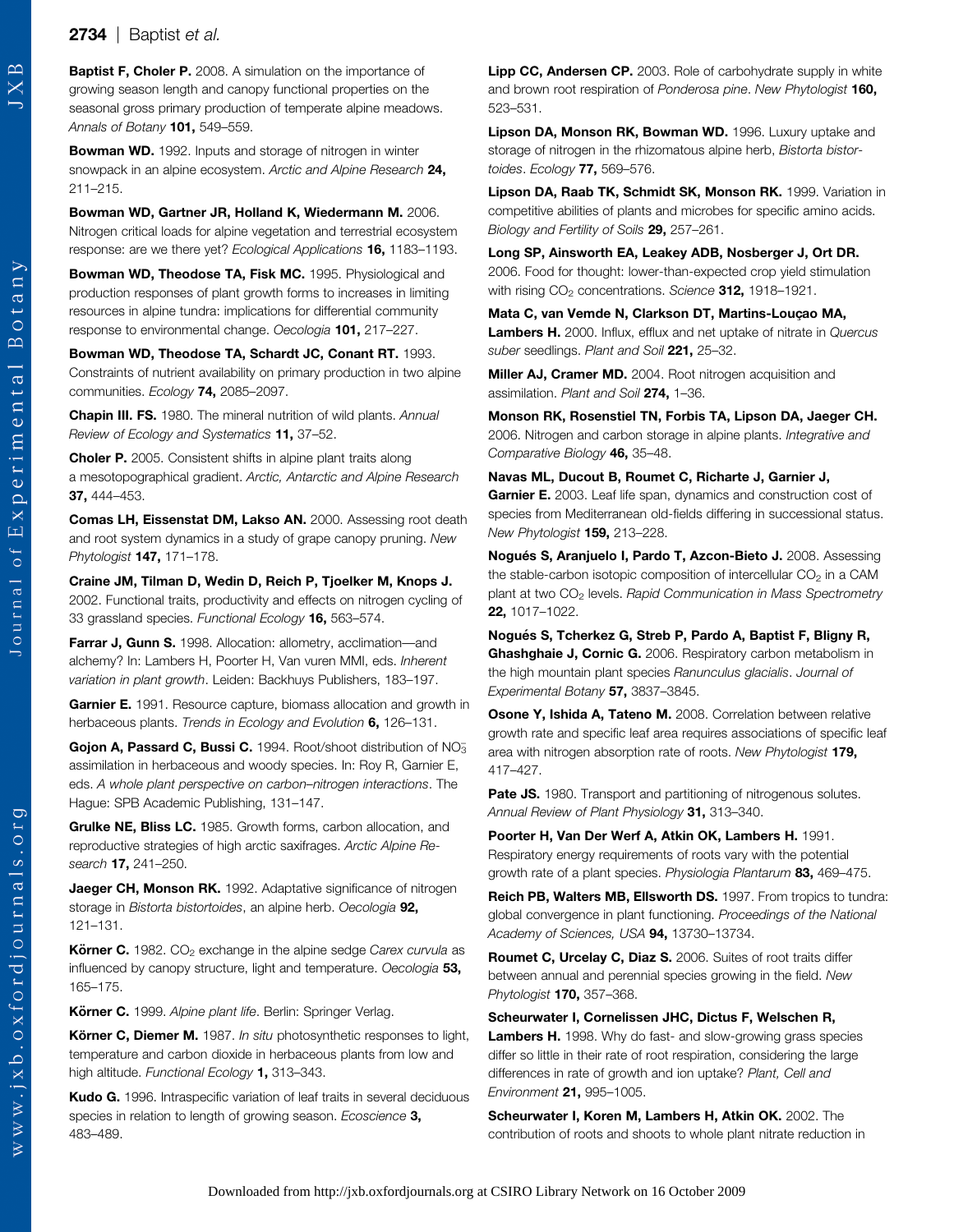**Baptist F, Choler P.** 2008. A simulation on the importance of growing season length and canopy functional properties on the seasonal gross primary production of temperate alpine meadows. *Annals of Botany* **101,** 549–559.

**Bowman WD.** 1992. Inputs and storage of nitrogen in winter snowpack in an alpine ecosystem. *Arctic and Alpine Research* **24,** 211–215.

**Bowman WD, Gartner JR, Holland K, Wiedermann M.** 2006. Nitrogen critical loads for alpine vegetation and terrestrial ecosystem response: are we there yet? *Ecological Applications* **16,** 1183–1193.

**Bowman WD, Theodose TA, Fisk MC.** 1995. Physiological and production responses of plant growth forms to increases in limiting resources in alpine tundra: implications for differential community response to environmental change. *Oecologia* **101,** 217–227.

**Bowman WD, Theodose TA, Schardt JC, Conant RT.** 1993. Constraints of nutrient availability on primary production in two alpine communities. *Ecology* **74,** 2085–2097.

**Chapin III. FS.** 1980. The mineral nutrition of wild plants. *Annual Review of Ecology and Systematics* **11,** 37–52.

**Choler P.** 2005. Consistent shifts in alpine plant traits along a mesotopographical gradient. *Arctic, Antarctic and Alpine Research* **37,** 444–453.

**Comas LH, Eissenstat DM, Lakso AN.** 2000. Assessing root death and root system dynamics in a study of grape canopy pruning. *New Phytologist* **147,** 171–178.

**Craine JM, Tilman D, Wedin D, Reich P, Tjoelker M, Knops J.** 2002. Functional traits, productivity and effects on nitrogen cycling of 33 grassland species. *Functional Ecology* **16,** 563–574.

**Farrar J, Gunn S.** 1998. Allocation: allometry, acclimation—and alchemy? In: Lambers H, Poorter H, Van vuren MMI, eds. *Inherent variation in plant growth*. Leiden: Backhuys Publishers, 183–197.

**Garnier E.** 1991. Resource capture, biomass allocation and growth in herbaceous plants. *Trends in Ecology and Evolution* **6,** 126–131.

**Gojon A, Passard C, Bussi C.** 1994. Root/shoot distribution of $NO_3^-$ assimilation in herbaceous and woody species. In: Roy R, Garnier E, eds. *A whole plant perspective on carbon–nitrogen interactions*. The Hague: SPB Academic Publishing, 131–147.

**Grulke NE, Bliss LC.** 1985. Growth forms, carbon allocation, and reproductive strategies of high arctic saxifrages. *Arctic Alpine Research* **17,** 241–250.

**Jaeger CH, Monson RK.** 1992. Adaptative significance of nitrogen storage in *Bistorta bistortoides*, an alpine herb. *Oecologia* **92,** 121–131.

**Körner C.** 1982. $CO_2$ exchange in the alpine sedge *Carex curvula* as influenced by canopy structure, light and temperature. *Oecologia* **53,** 165–175.

**Körner C.** 1999. *Alpine plant life*. Berlin: Springer Verlag.

**Körner C, Diemer M.** 1987. *In situ* photosynthetic responses to light, temperature and carbon dioxide in herbaceous plants from low and high altitude. *Functional Ecology* **1,** 313–343.

**Kudo G.** 1996. Intraspecific variation of leaf traits in several deciduous species in relation to length of growing season. *Ecoscience* **3,** 483–489.

**Lipp CC, Andersen CP.** 2003. Role of carbohydrate supply in white and brown root respiration of *Ponderosa pine*. *New Phytologist* **160,** 523–531.

**Lipson DA, Monson RK, Bowman WD.** 1996. Luxury uptake and storage of nitrogen in the rhizomatous alpine herb, *Bistorta bistortoides*. *Ecology* **77,** 569–576.

**Lipson DA, Raab TK, Schmidt SK, Monson RK.** 1999. Variation in competitive abilities of plants and microbes for specific amino acids. *Biology and Fertility of Soils* **29,** 257–261.

**Long SP, Ainsworth EA, Leakey ADB, Nosberger J, Ort DR.** 2006. Food for thought: lower-than-expected crop yield stimulation with rising $CO_2$ concentrations. *Science* **312,** 1918–1921.

**Mata C, van Vemde N, Clarkson DT, Martins-Louçao MA, Lambers H.** 2000. Influx, efflux and net uptake of nitrate in *Quercus suber* seedlings. *Plant and Soil* **221,** 25–32.

**Miller AJ, Cramer MD.** 2004. Root nitrogen acquisition and assimilation. *Plant and Soil* **274,** 1–36.

**Monson RK, Rosenstiel TN, Forbis TA, Lipson DA, Jaeger CH.** 2006. Nitrogen and carbon storage in alpine plants. *Integrative and Comparative Biology* **46,** 35–48.

**Navas ML, Ducout B, Roumet C, Richarte J, Garnier J, Garnier E.** 2003. Leaf life span, dynamics and construction cost of species from Mediterranean old-fields differing in successional status. *New Phytologist* **159,** 213–228.

**Nogués S, Aranjuelo I, Pardo T, Azcon-Bieto J.** 2008. Assessing the stable-carbon isotopic composition of intercellular $CO_2$ in a CAM plant at two $CO_2$ levels. *Rapid Communication in Mass Spectrometry* **22,** 1017–1022.

**Nogués S, Tcherkez G, Streb P, Pardo A, Baptist F, Bligny R, Ghashghaie J, Cornic G.** 2006. Respiratory carbon metabolism in the high mountain plant species *Ranunculus glacialis*. *Journal of Experimental Botany* **57,** 3837–3845.

**Osone Y, Ishida A, Tateno M.** 2008. Correlation between relative growth rate and specific leaf area requires associations of specific leaf area with nitrogen absorption rate of roots. *New Phytologist* **179,** 417–427.

**Pate JS.** 1980. Transport and partitioning of nitrogenous solutes. *Annual Review of Plant Physiology* **31,** 313–340.

**Poorter H, Van Der Werf A, Atkin OK, Lambers H.** 1991. Respiratory energy requirements of roots vary with the potential growth rate of a plant species. *Physiologia Plantarum* **83,** 469–475.

**Reich PB, Walters MB, Ellsworth DS.** 1997. From tropics to tundra: global convergence in plant functioning. *Proceedings of the National Academy of Sciences, USA* **94,** 13730–13734.

**Roumet C, Urcelay C, Diaz S.** 2006. Suites of root traits differ between annual and perennial species growing in the field. *New Phytologist* **170,** 357–368.

**Scheurwater I, Cornelissen JHC, Dictus F, Welschen R, Lambers H.** 1998. Why do fast- and slow-growing grass species differ so little in their rate of root respiration, considering the large differences in rate of growth and ion uptake? *Plant, Cell and Environment* **21,** 995–1005.

**Scheurwater I, Koren M, Lambers H, Atkin OK.** 2002. The contribution of roots and shoots to whole plant nitrate reduction in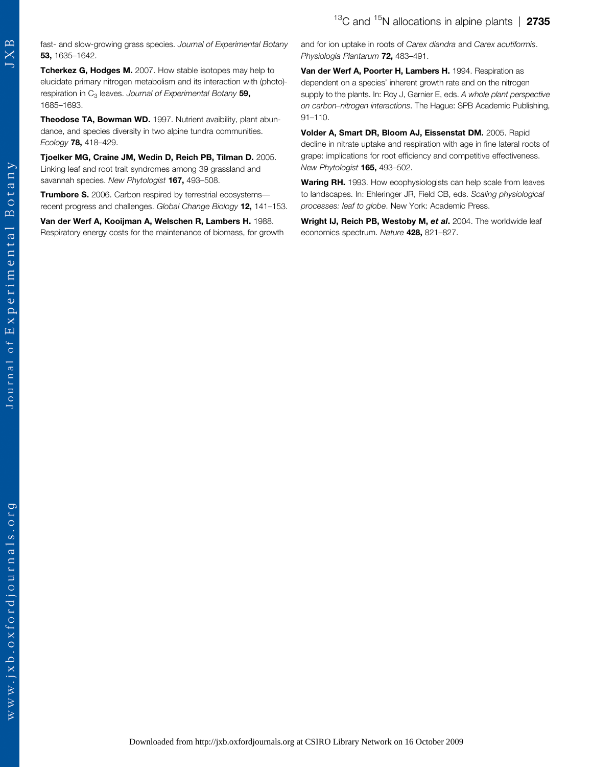fast- and slow-growing grass species. *Journal of Experimental Botany* **53,** 1635–1642.

**Tcherkez G, Hodges M.** 2007. How stable isotopes may help to elucidate primary nitrogen metabolism and its interaction with (photo)-respiration in $C_3$ leaves. *Journal of Experimental Botany* **59,** 1685–1693.

**Theodose TA, Bowman WD.** 1997. Nutrient avaibility, plant abundance, and species diversity in two alpine tundra communities. *Ecology* **78,** 418–429.

**Tjoelker MG, Craine JM, Wedin D, Reich PB, Tilman D.** 2005. Linking leaf and root trait syndromes among 39 grassland and savannah species. *New Phytologist* **167,** 493–508.

**Trumbore S.** 2006. Carbon respired by terrestrial ecosystems—recent progress and challenges. *Global Change Biology* **12,** 141–153.

**Van der Werf A, Kooijman A, Welschen R, Lambers H.** 1988. Respiratory energy costs for the maintenance of biomass, for growth and for ion uptake in roots of *Carex diandra* and *Carex acutiformis*. *Physiologia Plantarum* **72,** 483–491.

**Van der Werf A, Poorter H, Lambers H.** 1994. Respiration as dependent on a species' inherent growth rate and on the nitrogen supply to the plants. In: Roy J, Garnier E, eds. *A whole plant perspective on carbon–nitrogen interactions*. The Hague: SPB Academic Publishing, 91–110.

**Volder A, Smart DR, Bloom AJ, Eissenstat DM.** 2005. Rapid decline in nitrate uptake and respiration with age in fine lateral roots of grape: implications for root efficiency and competitive effectiveness. *New Phytologist* **165,** 493–502.

**Waring RH.** 1993. How ecophysiologists can help scale from leaves to landscapes. In: Ehleringer JR, Field CB, eds. *Scaling physiological processes: leaf to globe*. New York: Academic Press.

**Wright IJ, Reich PB, Westoby M, *et al*.** 2004. The worldwide leaf economics spectrum. *Nature* **428,** 821–827.